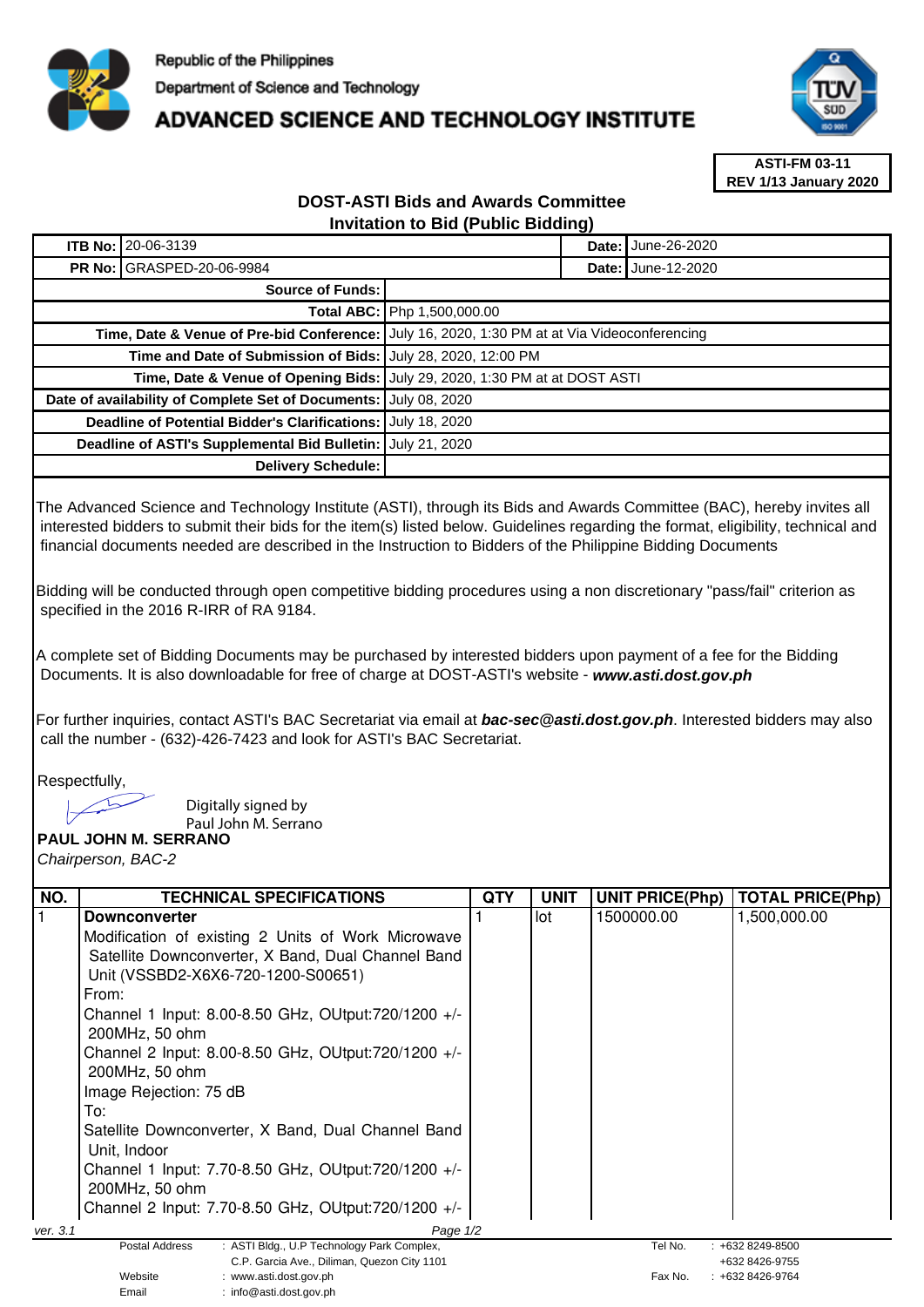Republic of the Philippines

Department of Science and Technology

# ADVANCED SCIENCE AND TECHNOLOGY INSTITUTE

**ASTI-FM 03-11**
**REV 1/13 January 2020**

## DOST-ASTI Bids and Awards Committee
## Invitation to Bid (Public Bidding)

| | | | |
|---|---|---|---|
| **ITB No:** | 20-06-3139 | **Date:** | June-26-2020 |
| **PR No:** | GRASPED-20-06-9984 | **Date:** | June-12-2020 |

| | |
|---|---|
| **Source of Funds:** | |
| **Total ABC:** | Php 1,500,000.00 |
| **Time, Date & Venue of Pre-bid Conference:** | July 16, 2020, 1:30 PM at at Via Videoconferencing |
| **Time and Date of Submission of Bids:** | July 28, 2020, 12:00 PM |
| **Time, Date & Venue of Opening Bids:** | July 29, 2020, 1:30 PM at at DOST ASTI |
| **Date of availability of Complete Set of Documents:** | July 08, 2020 |
| **Deadline of Potential Bidder's Clarifications:** | July 18, 2020 |
| **Deadline of ASTI's Supplemental Bid Bulletin:** | July 21, 2020 |
| **Delivery Schedule:** | |

The Advanced Science and Technology Institute (ASTI), through its Bids and Awards Committee (BAC), hereby invites all interested bidders to submit their bids for the item(s) listed below. Guidelines regarding the format, eligibility, technical and financial documents needed are described in the Instruction to Bidders of the Philippine Bidding Documents

Bidding will be conducted through open competitive bidding procedures using a non discretionary "pass/fail" criterion as specified in the 2016 R-IRR of RA 9184.

A complete set of Bidding Documents may be purchased by interested bidders upon payment of a fee for the Bidding Documents. It is also downloadable for free of charge at DOST-ASTI's website - ***www.asti.dost.gov.ph***

For further inquiries, contact ASTI's BAC Secretariat via email at ***bac-sec@asti.dost.gov.ph***. Interested bidders may also call the number - (632)-426-7423 and look for ASTI's BAC Secretariat.

Respectfully,

Digitally signed by Paul John M. Serrano

**PAUL JOHN M. SERRANO**
*Chairperson, BAC-2*

| NO. | TECHNICAL SPECIFICATIONS | QTY | UNIT | UNIT PRICE(Php) | TOTAL PRICE(Php) |
|---|---|---|---|---|---|
| 1 | **Downconverter**<br>Modification of existing 2 Units of Work Microwave Satellite Downconverter, X Band, Dual Channel Band Unit (VSSBD2-X6X6-720-1200-S00651)<br>From:<br>Channel 1 Input: 8.00-8.50 GHz, OUtput:720/1200 +/- 200MHz, 50 ohm<br>Channel 2 Input: 8.00-8.50 GHz, OUtput:720/1200 +/- 200MHz, 50 ohm<br>Image Rejection: 75 dB<br>To:<br>Satellite Downconverter, X Band, Dual Channel Band Unit, Indoor<br>Channel 1 Input: 7.70-8.50 GHz, OUtput:720/1200 +/- 200MHz, 50 ohm<br>Channel 2 Input: 7.70-8.50 GHz, OUtput:720/1200 +/- | 1 | lot | 1500000.00 | 1,500,000.00 |

ver. 3.1

| | | | |
|---|---|---|---|
| Postal Address | : ASTI Bldg., U.P Technology Park Complex, C.P. Garcia Ave., Diliman, Quezon City 1101 | Tel No. | : +632 8249-8500<br>+632 8426-9755 |
| Website | : www.asti.dost.gov.ph | Fax No. | : +632 8426-9764 |
| Email | : info@asti.dost.gov.ph | | |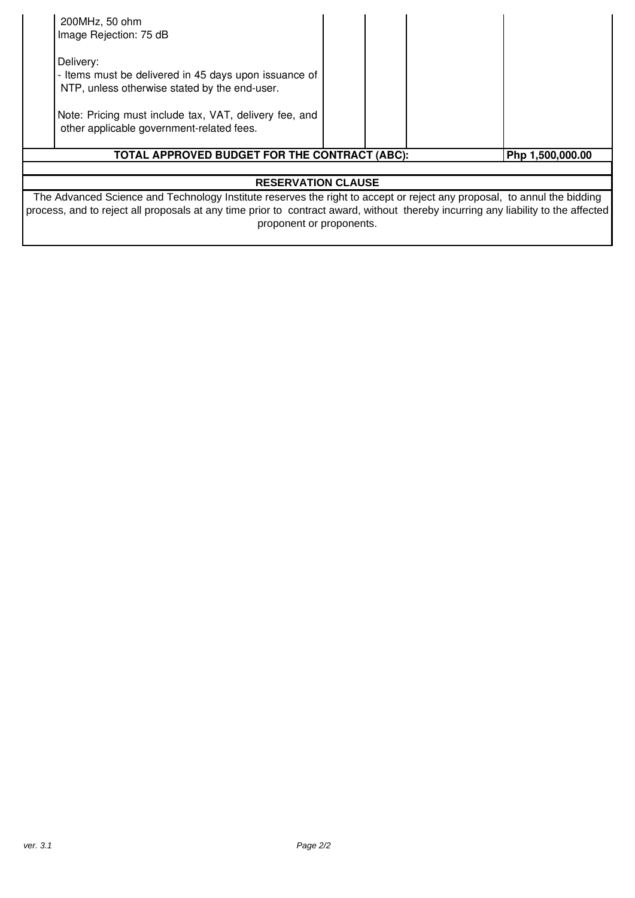| | | | | | |
|---|---|---|---|---|---|
| | 200MHz, 50 ohm<br>Image Rejection: 75 dB<br><br>Delivery:<br>- Items must be delivered in 45 days upon issuance of NTP, unless otherwise stated by the end-user.<br><br>Note: Pricing must include tax, VAT, delivery fee, and other applicable government-related fees. | | | | |
| **TOTAL APPROVED BUDGET FOR THE CONTRACT (ABC):** | | | | | **Php 1,500,000.00** |

**RESERVATION CLAUSE**

The Advanced Science and Technology Institute reserves the right to accept or reject any proposal, to annul the bidding process, and to reject all proposals at any time prior to contract award, without thereby incurring any liability to the affected proponent or proponents.

*ver. 3.1*